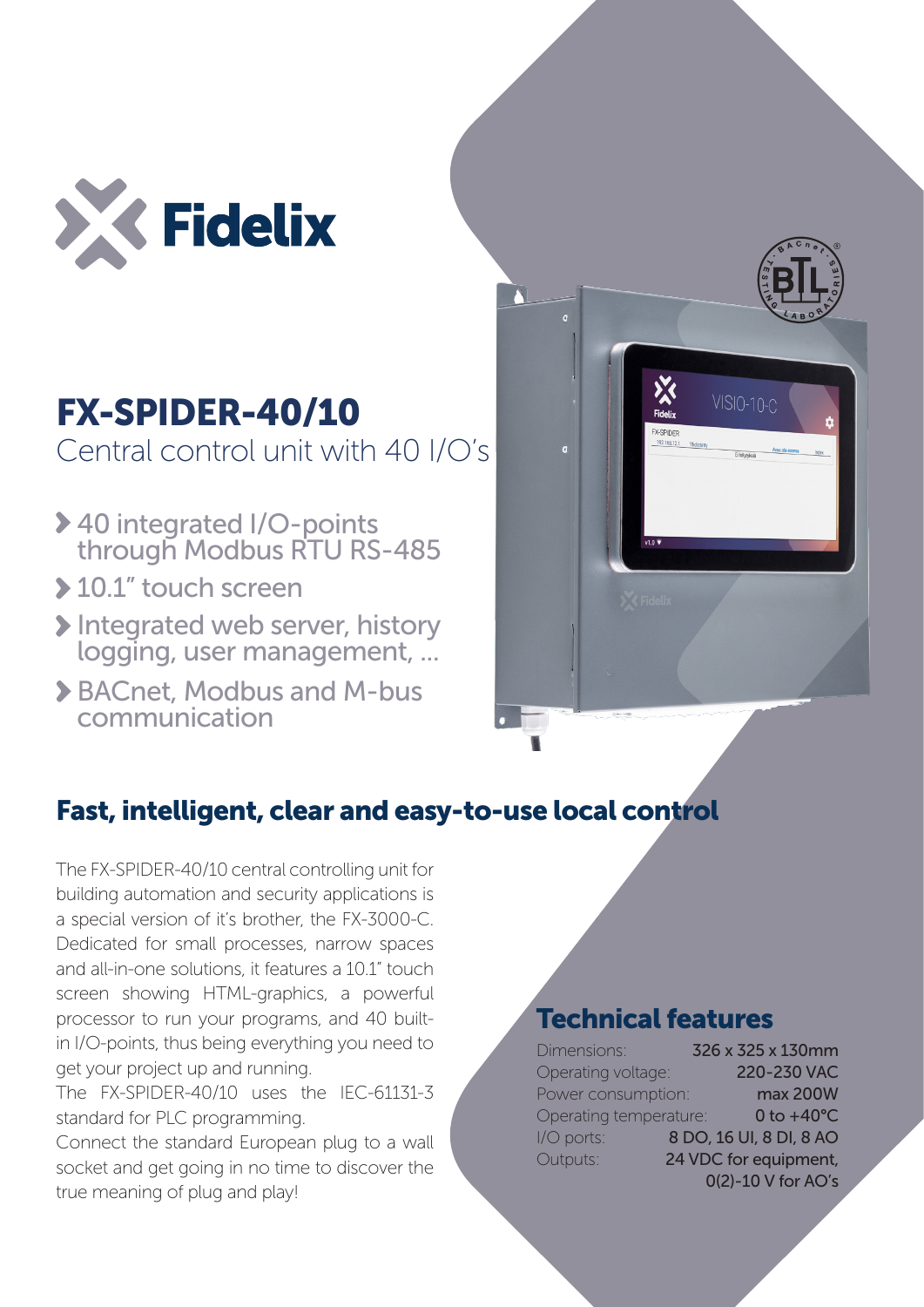# FX-SPIDER-40/10

Central control unit with 40 I/O's

- 40 integrated I/O-points through Modbus RTU RS-485
- 10.1" touch screen
- Integrated web server, history logging, user management, ...
- BACnet, Modbus and M-bus communication

## Fast, intelligent, clear and easy-to-use local control

The FX-SPIDER-40/10 central controlling unit for building automation and security applications is a special version of it's brother, the FX-3000-C. Dedicated for small processes, narrow spaces and all-in-one solutions, it features a 10.1" touch screen showing HTML-graphics, a powerful processor to run your programs, and 40 built-in I/O-points, thus being everything you need to get your project up and running.

The FX-SPIDER-40/10 uses the IEC-61131-3 standard for PLC programming.

Connect the standard European plug to a wall socket and get going in no time to discover the true meaning of plug and play!

## Technical features

| | |
|---|---|
| Dimensions: | 326 x 325 x 130mm |
| Operating voltage: | 220-230 VAC |
| Power consumption: | max 200W |
| Operating temperature: | 0 to +40°C |
| I/O ports: | 8 DO, 16 UI, 8 DI, 8 AO |
| Outputs: | 24 VDC for equipment, 0(2)-10 V for AO's |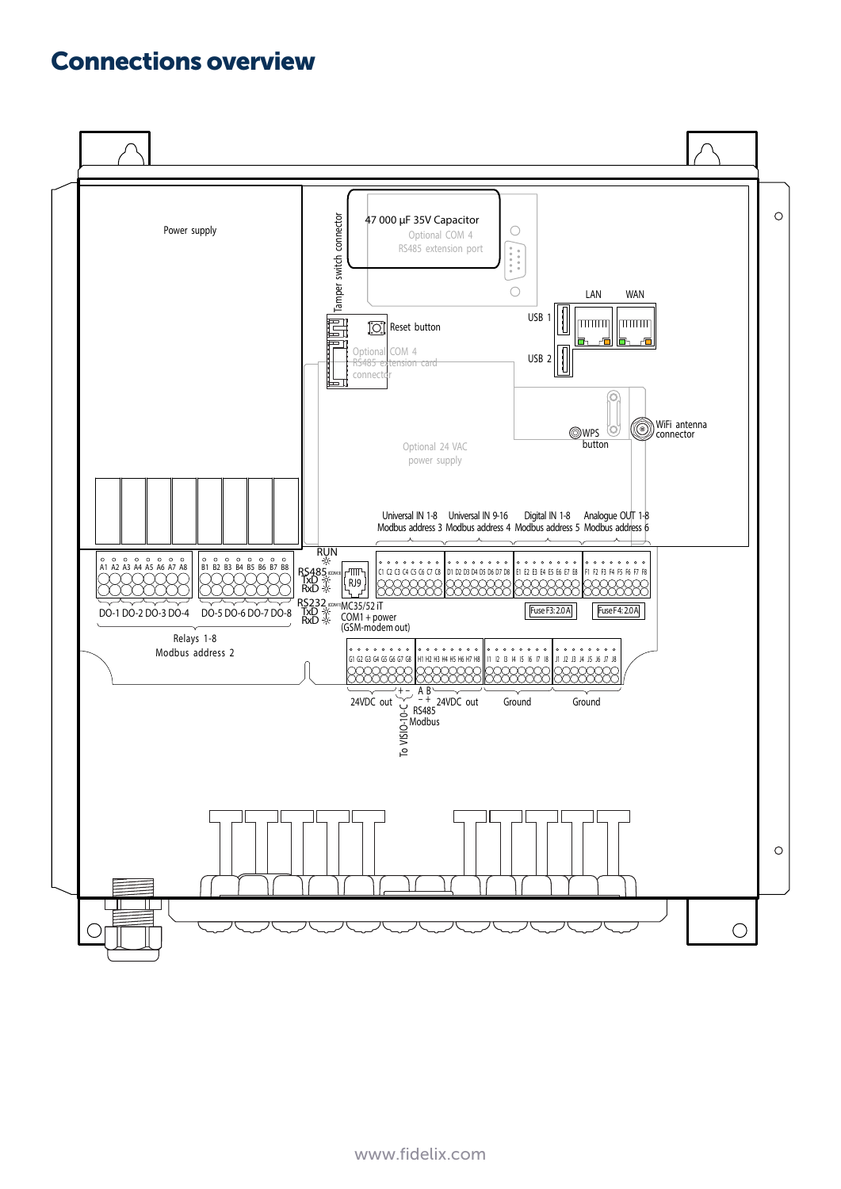# Connections overview

Power supply

47 000 µF 35V Capacitor

Optional COM 4 RS485 extension port

Tamper switch connector

Reset button

Optional COM 4 RS485 extension card connector

USB 1

USB 2

LAN

WAN

WPS button

WiFi antenna connector

Optional 24 VAC power supply

Universal IN 1-8 Modbus address 3

Universal IN 9-16 Modbus address 4

Digital IN 1-8 Modbus address 5

Analogue OUT 1-8 Modbus address 6

A1 A2 A3 A4 A5 A6 A7 A8

B1 B2 B3 B4 B5 B6 B7 B8

DO-1 DO-2 DO-3 DO-4

DO-5 DO-6 DO-7 DO-8

Relays 1-8 Modbus address 2

RUN

RS485 TxD RxD

RJ9

RS232 TxD RxD

MC35/52 iT COM1 + power (GSM-modem out)

C1 C2 C3 C4 C5 C6 C7 C8

D1 D2 D3 D4 D5 D6 D7 D8

E1 E2 E3 E4 E5 E6 E7 E8

F1 F2 F3 F4 F5 F6 F7 F8

Fuse F3: 2.0 A

Fuse F4: 2.0 A

G1 G2 G3 G4 G5 G6 G7 G8

H1 H2 H3 H4 H5 H6 H7 H8

I1 I2 I3 I4 I5 I6 I7 I8

J1 J2 J3 J4 J5 J6 J7 J8

24VDC out

To VISIO-10-C

A B RS485 Modbus

24VDC out

Ground

Ground

www.fidelix.com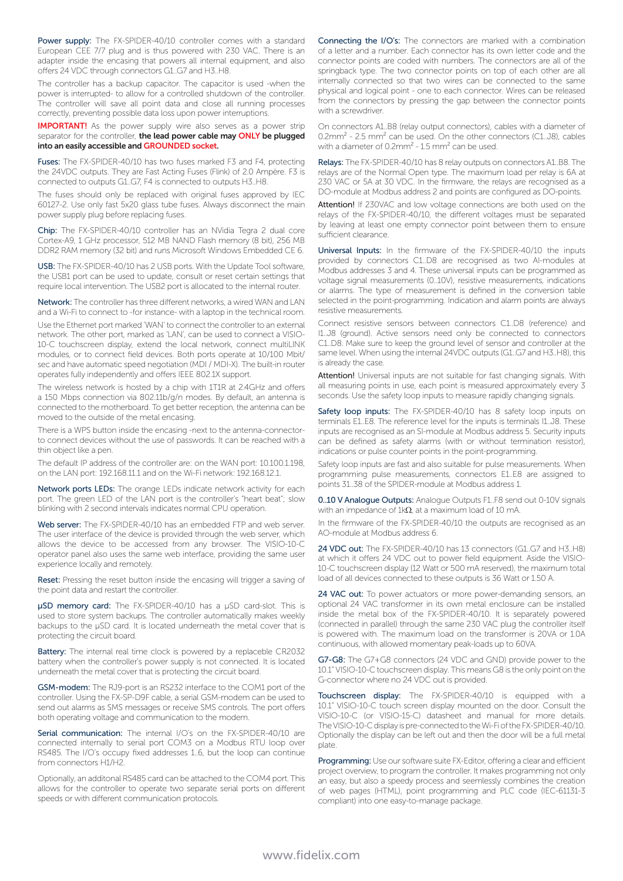**Power supply:** The FX-SPIDER-40/10 controller comes with a standard European CEE 7/7 plug and is thus powered with 230 VAC. There is an adapter inside the encasing that powers all internal equipment, and also offers 24 VDC through connectors G1..G7 and H3..H8.

The controller has a backup capacitor. The capacitor is used -when the power is interrupted- to allow for a controlled shutdown of the controller. The controller will save all point data and close all running processes correctly, preventing possible data loss upon power interruptions.

**IMPORTANT!** As the power supply wire also serves as a power strip separator for the controller, **the lead power cable may ONLY be plugged into an easily accessible and GROUNDED socket.**

**Fuses:** The FX-SPIDER-40/10 has two fuses marked F3 and F4, protecting the 24VDC outputs. They are Fast Acting Fuses (Flink) of 2.0 Ampère. F3 is connected to outputs G1..G7, F4 is connected to outputs H3..H8.

The fuses should only be replaced with original fuses approved by IEC 60127-2. Use only fast 5x20 glass tube fuses. Always disconnect the main power supply plug before replacing fuses.

**Chip:** The FX-SPIDER-40/10 controller has an NVidia Tegra 2 dual core Cortex-A9, 1 GHz processor, 512 MB NAND Flash memory (8 bit), 256 MB DDR2 RAM memory (32 bit) and runs Microsoft Windows Embedded CE 6.

**USB:** The FX-SPIDER-40/10 has 2 USB ports. With the Update Tool software, the USB1 port can be used to update, consult or reset certain settings that require local intervention. The USB2 port is allocated to the internal router.

**Network:** The controller has three different networks, a wired WAN and LAN and a Wi-Fi to connect to -for instance- with a laptop in the technical room.

Use the Ethernet port marked 'WAN' to connect the controller to an external network. The other port, marked as 'LAN', can be used to connect a VISIO-10-C touchscreen display, extend the local network, connect multiLINK modules, or to connect field devices. Both ports operate at 10/100 Mbit/sec and have automatic speed negotiation (MDI / MDI-X). The built-in router operates fully independently and offers IEEE 802.1X support.

The wireless network is hosted by a chip with 1T1R at 2.4GHz and offers a 150 Mbps connection via 802.11b/g/n modes. By default, an antenna is connected to the motherboard. To get better reception, the antenna can be moved to the outside of the metal encasing.

There is a WPS button inside the encasing -next to the antenna-connector- to connect devices without the use of passwords. It can be reached with a thin object like a pen.

The default IP address of the controller are: on the WAN port: 10.100.1.198, on the LAN port: 192.168.11.1 and on the Wi-Fi network: 192.168.12.1.

**Network ports LEDs:** The orange LEDs indicate network activity for each port. The green LED of the LAN port is the controller's "heart beat"; slow blinking with 2 second intervals indicates normal CPU operation.

**Web server:** The FX-SPIDER-40/10 has an embedded FTP and web server. The user interface of the device is provided through the web server, which allows the device to be accessed from any browser. The VISIO-10-C operator panel also uses the same web interface, providing the same user experience locally and remotely.

**Reset:** Pressing the reset button inside the encasing will trigger a saving of the point data and restart the controller.

**µSD memory card:** The FX-SPIDER-40/10 has a µSD card-slot. This is used to store system backups. The controller automatically makes weekly backups to the µSD card. It is located underneath the metal cover that is protecting the circuit board.

**Battery:** The internal real time clock is powered by a replaceble CR2032 battery when the controller's power supply is not connected. It is located underneath the metal cover that is protecting the circuit board.

**GSM-modem:** The RJ9-port is an RS232 interface to the COM1 port of the controller. Using the FX-SP-D9F cable, a serial GSM-modem can be used to send out alarms as SMS messages or receive SMS controls. The port offers both operating voltage and communication to the modem.

**Serial communication:** The internal I/O's on the FX-SPIDER-40/10 are connected internally to serial port COM3 on a Modbus RTU loop over RS485. The I/O's occupy fixed addresses 1..6, but the loop can continue from connectors H1/H2.

Optionally, an additonal RS485 card can be attached to the COM4 port. This allows for the controller to operate two separate serial ports on different speeds or with different communication protocols.

**Connecting the I/O's:** The connectors are marked with a combination of a letter and a number. Each connector has its own letter code and the connector points are coded with numbers. The connectors are all of the springback type. The two connector points on top of each other are all internally connected so that two wires can be connected to the same physical and logical point - one to each connector. Wires can be released from the connectors by pressing the gap between the connector points with a screwdriver.

On connectors A1..B8 (relay output connectors), cables with a diameter of 0.2mm$^2$ - 2.5 mm$^2$ can be used. On the other connectors (C1..J8), cables with a diameter of 0.2mm$^2$ - 1.5 mm$^2$ can be used.

**Relays:** The FX-SPIDER-40/10 has 8 relay outputs on connectors A1..B8. The relays are of the Normal Open type. The maximum load per relay is 6A at 230 VAC or 5A at 30 VDC. In the firmware, the relays are recognised as a DO-module at Modbus address 2 and points are configured as DO-points.

**Attention!** If 230VAC and low voltage connections are both used on the relays of the FX-SPIDER-40/10, the different voltages must be separated by leaving at least one empty connector point between them to ensure sufficient clearance.

**Universal Inputs:** In the firmware of the FX-SPIDER-40/10 the inputs provided by connectors C1..D8 are recognised as two AI-modules at Modbus addresses 3 and 4. These universal inputs can be programmed as voltage signal measurements (0..10V), resistive measurements, indications or alarms. The type of measurement is defined in the conversion table selected in the point-programming. Indication and alarm points are always resistive measurements.

Connect resistive sensors between connectors C1..D8 (reference) and I1..J8 (ground). Active sensors need only be connected to connectors C1..D8. Make sure to keep the ground level of sensor and controller at the same level. When using the internal 24VDC outputs (G1..G7 and H3..H8), this is already the case.

**Attention!** Universal inputs are not suitable for fast changing signals. With all measuring points in use, each point is measured approximately every 3 seconds. Use the safety loop inputs to measure rapidly changing signals.

**Safety loop inputs:** The FX-SPIDER-40/10 has 8 safety loop inputs on terminals E1..E8. The reference level for the inputs is terminals I1..J8. These inputs are recognised as an SI-module at Modbus address 5. Security inputs can be defined as safety alarms (with or without termination resistor), indications or pulse counter points in the point-programming.

Safety loop inputs are fast and also suitable for pulse measurements. When programming pulse measurements, connectors E1..E8 are assigned to points 31..38 of the SPIDER-module at Modbus address 1.

**0..10 V Analogue Outputs:** Analogue Outputs F1..F8 send out 0-10V signals with an impedance of 1k$\Omega$, at a maximum load of 10 mA.

In the firmware of the FX-SPIDER-40/10 the outputs are recognised as an AO-module at Modbus address 6.

**24 VDC out:** The FX-SPIDER-40/10 has 13 connectors (G1..G7 and H3..H8) at which it offers 24 VDC out to power field equipment. Aside the VISIO-10-C touchscreen display (12 Watt or 500 mA reserved), the maximum total load of all devices connected to these outputs is 36 Watt or 1.50 A.

**24 VAC out:** To power actuators or more power-demanding sensors, an optional 24 VAC transformer in its own metal enclosure can be installed inside the metal box of the FX-SPIDER-40/10. It is separately powered (connected in parallel) through the same 230 VAC plug the controller itself is powered with. The maximum load on the transformer is 20VA or 1.0A continuous, with allowed momentary peak-loads up to 60VA.

**G7-G8:** The G7+G8 connectors (24 VDC and GND) provide power to the 10.1" VISIO-10-C touchscreen display. This means G8 is the only point on the G-connector where no 24 VDC out is provided.

**Touchscreen display:** The FX-SPIDER-40/10 is equipped with a 10.1" VISIO-10-C touch screen display mounted on the door. Consult the VISIO-10-C (or VISIO-15-C) datasheet and manual for more details. The VISIO-10-C display is pre-connected to the Wi-Fi of the FX-SPIDER-40/10. Optionally the display can be left out and then the door will be a full metal plate.

**Programming:** Use our software suite FX-Editor, offering a clear and efficient project overview, to program the controller. It makes programming not only an easy, but also a speedy process and seemlessly combines the creation of web pages (HTML), point programming and PLC code (IEC-61131-3 compliant) into one easy-to-manage package.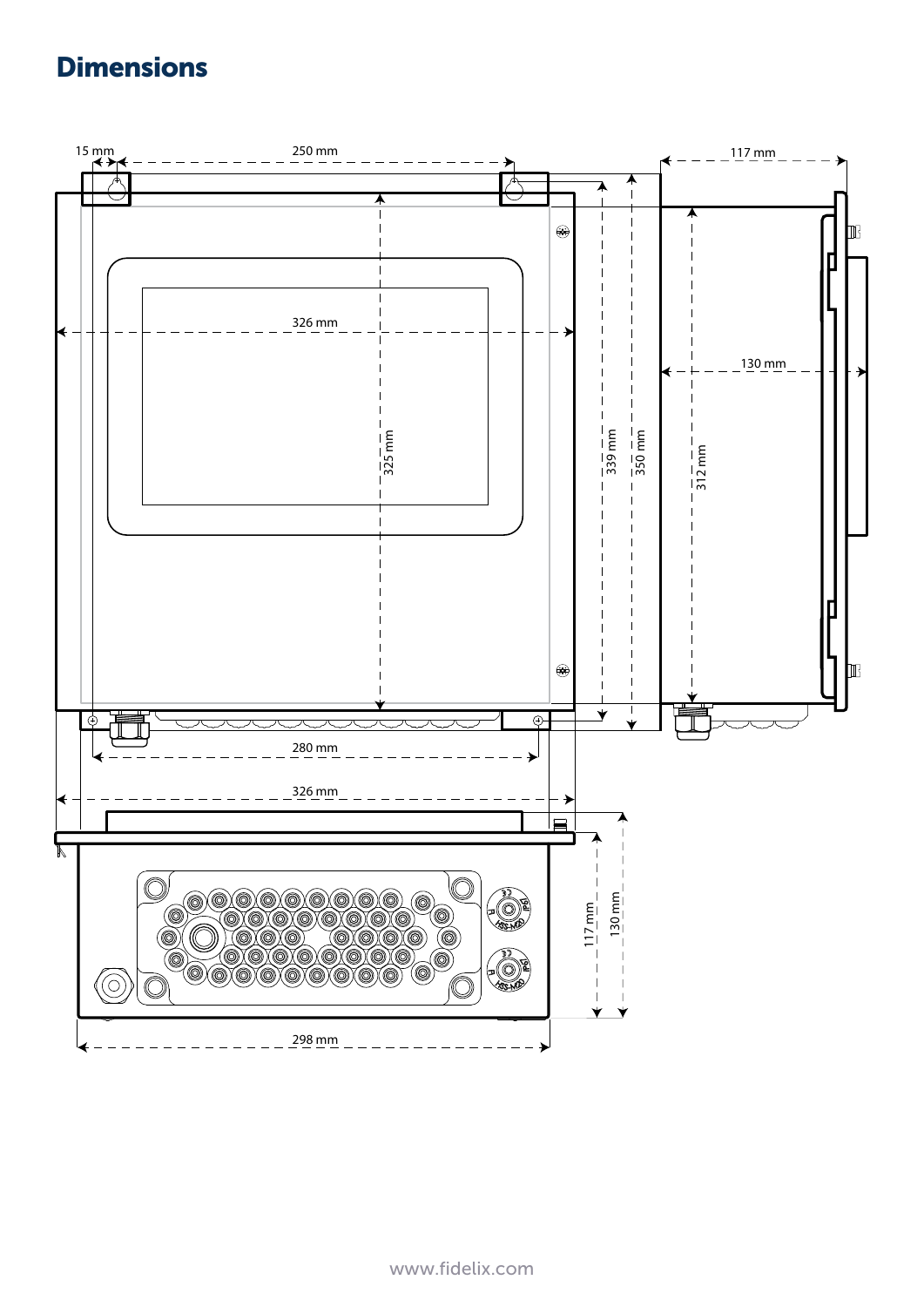# Dimensions

15 mm

250 mm

117 mm

326 mm

130 mm

325 mm

339 mm

350 mm

312 mm

280 mm

326 mm

117 mm

130 mm

298 mm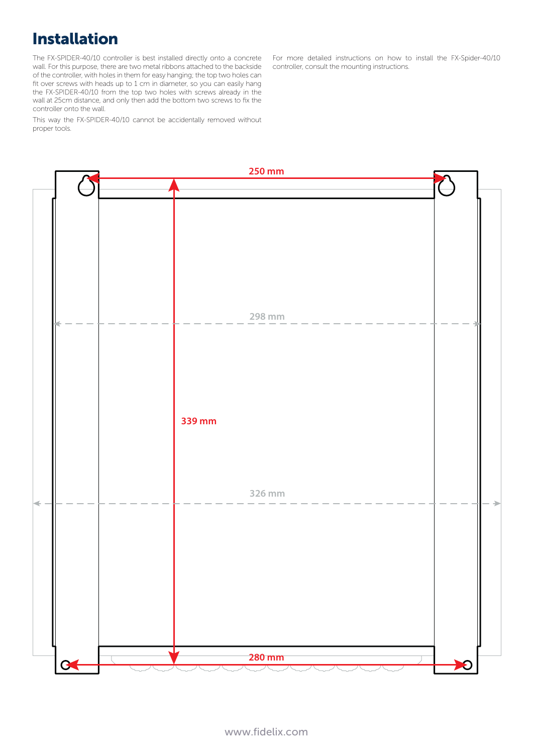# Installation

The FX-SPIDER-40/10 controller is best installed directly onto a concrete wall. For this purpose, there are two metal ribbons attached to the backside of the controller, with holes in them for easy hanging; the top two holes can fit over screws with heads up to 1 cm in diameter, so you can easily hang the FX-SPIDER-40/10 from the top two holes with screws already in the wall at 25cm distance, and only then add the bottom two screws to fix the controller onto the wall.

This way the FX-SPIDER-40/10 cannot be accidentally removed without proper tools.

For more detailed instructions on how to install the FX-Spider-40/10 controller, consult the mounting instructions.

250 mm

298 mm

339 mm

326 mm

280 mm